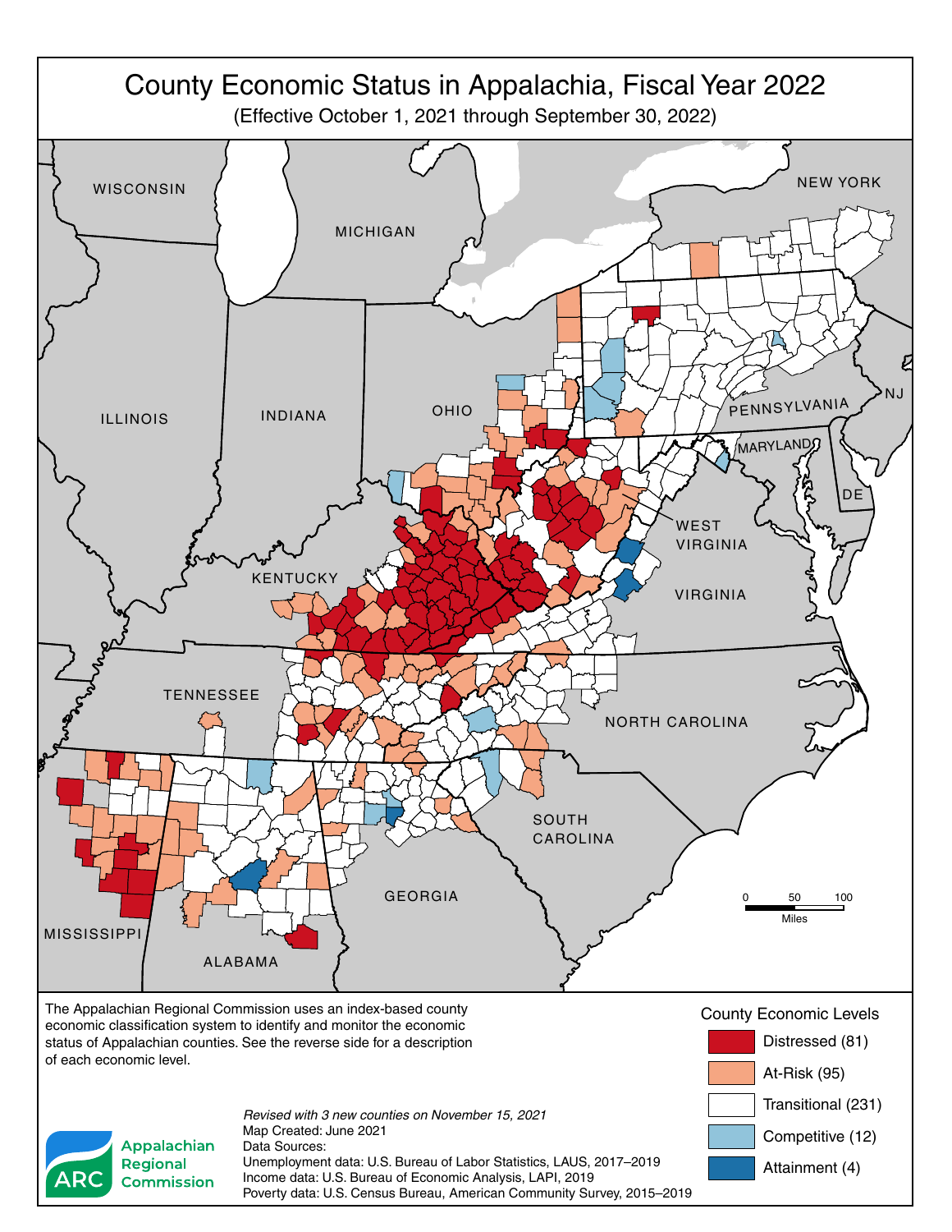# County Economic Status in Appalachia, Fiscal Year 2022

(Effective October 1, 2021 through September 30, 2022)

The Appalachian Regional Commission uses an index-based county economic classification system to identify and monitor the economic status of Appalachian counties. See the reverse side for a description of each economic level.

**County Economic Levels**

- Distressed (81)
- At-Risk (95)
- Transitional (231)
- Competitive (12)
- Attainment (4)

*Revised with 3 new counties on November 15, 2021*

Map Created: June 2021

Data Sources:

Unemployment data: U.S. Bureau of Labor Statistics, LAUS, 2017–2019

Income data: U.S. Bureau of Economic Analysis, LAPI, 2019

Poverty data: U.S. Census Bureau, American Community Survey, 2015–2019

Appalachian Regional Commission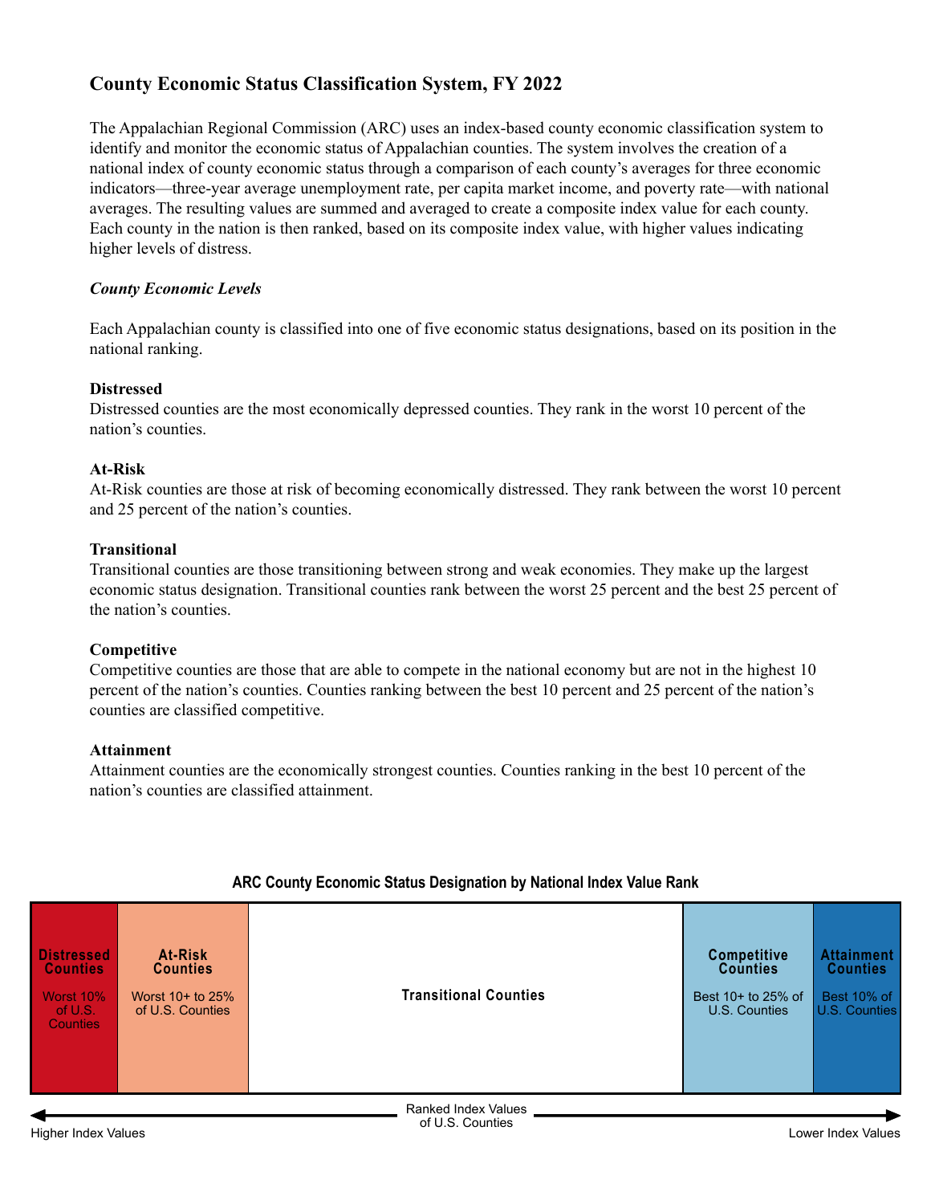## County Economic Status Classification System, FY 2022

The Appalachian Regional Commission (ARC) uses an index-based county economic classification system to identify and monitor the economic status of Appalachian counties. The system involves the creation of a national index of county economic status through a comparison of each county's averages for three economic indicators—three-year average unemployment rate, per capita market income, and poverty rate—with national averages. The resulting values are summed and averaged to create a composite index value for each county. Each county in the nation is then ranked, based on its composite index value, with higher values indicating higher levels of distress.

### *County Economic Levels*

Each Appalachian county is classified into one of five economic status designations, based on its position in the national ranking.

**Distressed**
Distressed counties are the most economically depressed counties. They rank in the worst 10 percent of the nation's counties.

**At-Risk**
At-Risk counties are those at risk of becoming economically distressed. They rank between the worst 10 percent and 25 percent of the nation's counties.

**Transitional**
Transitional counties are those transitioning between strong and weak economies. They make up the largest economic status designation. Transitional counties rank between the worst 25 percent and the best 25 percent of the nation's counties.

**Competitive**
Competitive counties are those that are able to compete in the national economy but are not in the highest 10 percent of the nation's counties. Counties ranking between the best 10 percent and 25 percent of the nation's counties are classified competitive.

**Attainment**
Attainment counties are the economically strongest counties. Counties ranking in the best 10 percent of the nation's counties are classified attainment.

**ARC County Economic Status Designation by National Index Value Rank**

Distressed Counties
Worst 10% of U.S. Counties

At-Risk Counties
Worst 10+ to 25% of U.S. Counties

Transitional Counties

Competitive Counties
Best 10+ to 25% of U.S. Counties

Attainment Counties
Best 10% of U.S. Counties

Higher Index Values
Ranked Index Values of U.S. Counties
Lower Index Values